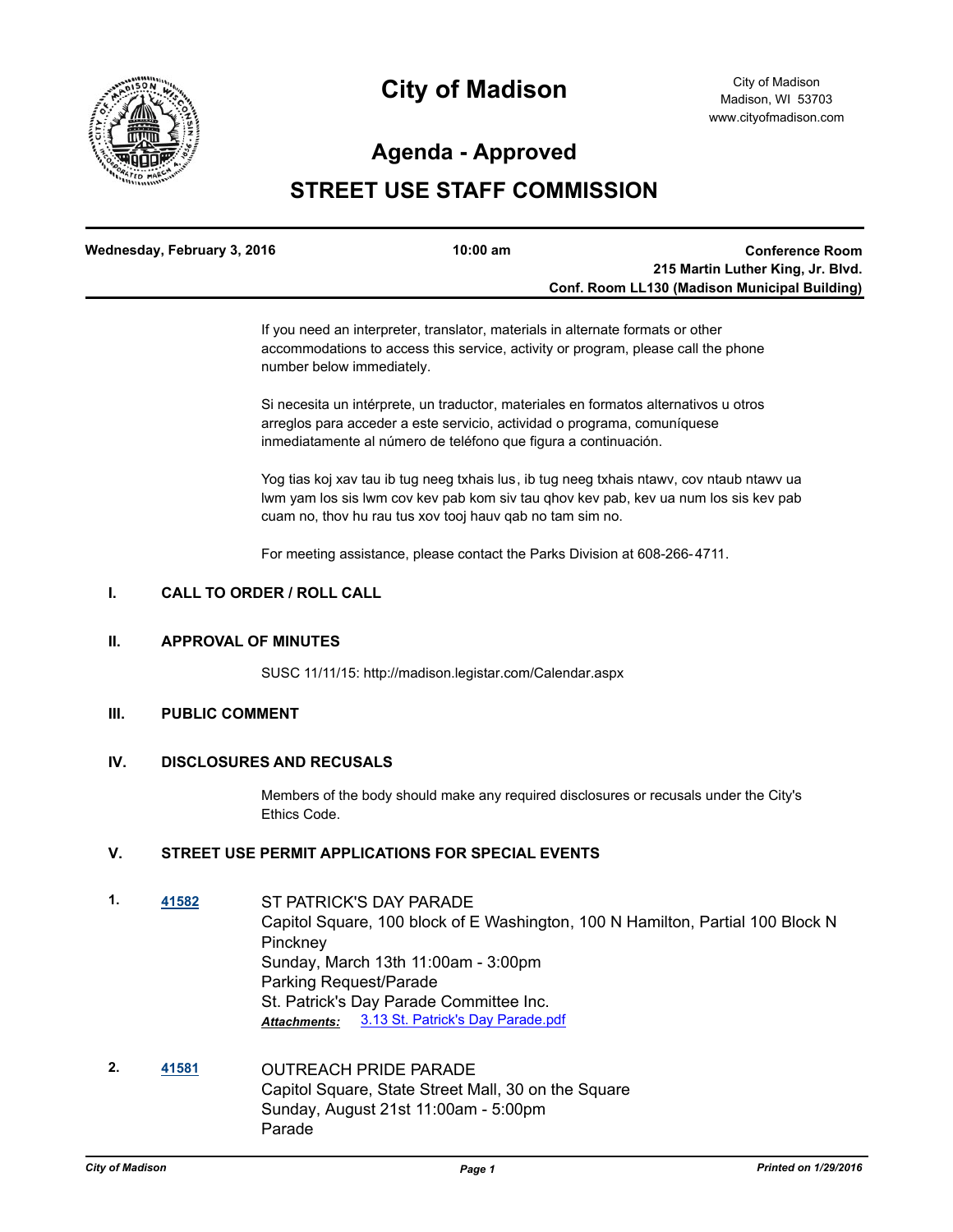# City of Madison

City of Madison
Madison, WI 53703
www.cityofmadison.com

## Agenda - Approved

## STREET USE STAFF COMMISSION

**Wednesday, February 3, 2016** | **10:00 am** | **Conference Room 215 Martin Luther King, Jr. Blvd. Conf. Room LL130 (Madison Municipal Building)**

If you need an interpreter, translator, materials in alternate formats or other accommodations to access this service, activity or program, please call the phone number below immediately.

Si necesita un intérprete, un traductor, materiales en formatos alternativos u otros arreglos para acceder a este servicio, actividad o programa, comuníquese inmediatamente al número de teléfono que figura a continuación.

Yog tias koj xav tau ib tug neeg txhais lus, ib tug neeg txhais ntawv, cov ntaub ntawv ua lwm yam los sis lwm cov kev pab kom siv tau qhov kev pab, kev ua num los sis kev pab cuam no, thov hu rau tus xov tooj hauv qab no tam sim no.

For meeting assistance, please contact the Parks Division at 608-266-4711.

### I. CALL TO ORDER / ROLL CALL

### II. APPROVAL OF MINUTES

SUSC 11/11/15: http://madison.legistar.com/Calendar.aspx

### III. PUBLIC COMMENT

### IV. DISCLOSURES AND RECUSALS

Members of the body should make any required disclosures or recusals under the City's Ethics Code.

### V. STREET USE PERMIT APPLICATIONS FOR SPECIAL EVENTS

**1.** **41582**
ST PATRICK'S DAY PARADE
Capitol Square, 100 block of E Washington, 100 N Hamilton, Partial 100 Block N Pinckney
Sunday, March 13th 11:00am - 3:00pm
Parking Request/Parade
St. Patrick's Day Parade Committee Inc.
***Attachments:*** 3.13 St. Patrick's Day Parade.pdf

**2.** **41581**
OUTREACH PRIDE PARADE
Capitol Square, State Street Mall, 30 on the Square
Sunday, August 21st 11:00am - 5:00pm
Parade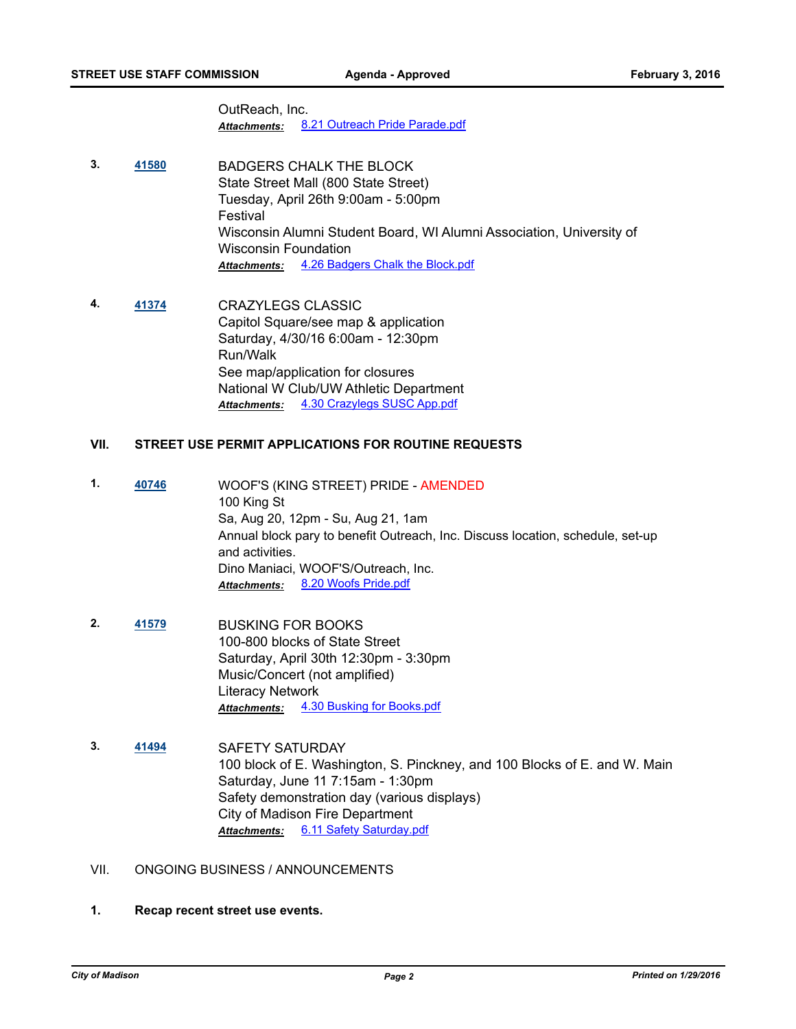OutReach, Inc.

***Attachments:*** 8.21 Outreach Pride Parade.pdf

**3.** **41580** BADGERS CHALK THE BLOCK
State Street Mall (800 State Street)
Tuesday, April 26th 9:00am - 5:00pm
Festival
Wisconsin Alumni Student Board, WI Alumni Association, University of Wisconsin Foundation

***Attachments:*** 4.26 Badgers Chalk the Block.pdf

**4.** **41374** CRAZYLEGS CLASSIC
Capitol Square/see map & application
Saturday, 4/30/16 6:00am - 12:30pm
Run/Walk
See map/application for closures
National W Club/UW Athletic Department

***Attachments:*** 4.30 Crazylegs SUSC App.pdf

## VII. STREET USE PERMIT APPLICATIONS FOR ROUTINE REQUESTS

**1.** **40746** WOOF'S (KING STREET) PRIDE - AMENDED
100 King St
Sa, Aug 20, 12pm - Su, Aug 21, 1am
Annual block pary to benefit Outreach, Inc. Discuss location, schedule, set-up and activities.
Dino Maniaci, WOOF'S/Outreach, Inc.

***Attachments:*** 8.20 Woofs Pride.pdf

**2.** **41579** BUSKING FOR BOOKS
100-800 blocks of State Street
Saturday, April 30th 12:30pm - 3:30pm
Music/Concert (not amplified)
Literacy Network

***Attachments:*** 4.30 Busking for Books.pdf

**3.** **41494** SAFETY SATURDAY
100 block of E. Washington, S. Pinckney, and 100 Blocks of E. and W. Main
Saturday, June 11 7:15am - 1:30pm
Safety demonstration day (various displays)
City of Madison Fire Department

***Attachments:*** 6.11 Safety Saturday.pdf

## VII. ONGOING BUSINESS / ANNOUNCEMENTS

**1. Recap recent street use events.**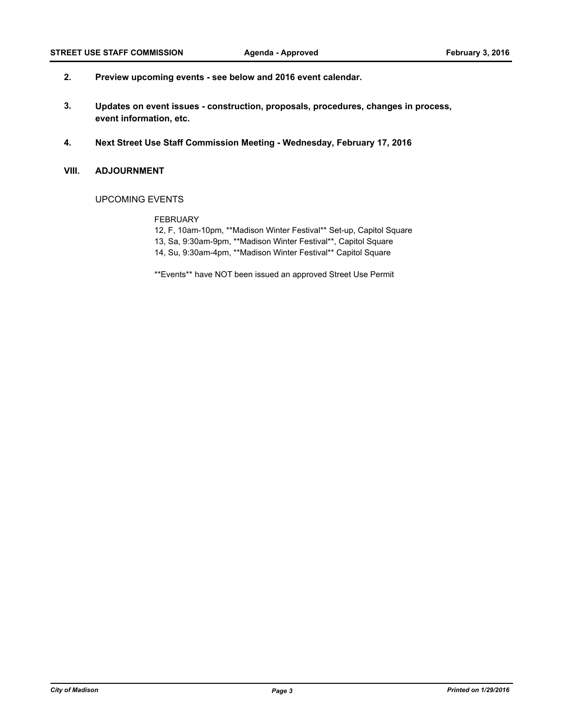2. **Preview upcoming events - see below and 2016 event calendar.**

3. **Updates on event issues - construction, proposals, procedures, changes in process, event information, etc.**

4. **Next Street Use Staff Commission Meeting - Wednesday, February 17, 2016**

## VIII. ADJOURNMENT

UPCOMING EVENTS

FEBRUARY
12, F, 10am-10pm, **Madison Winter Festival** Set-up, Capitol Square
13, Sa, 9:30am-9pm, **Madison Winter Festival**, Capitol Square
14, Su, 9:30am-4pm, **Madison Winter Festival** Capitol Square

**Events** have NOT been issued an approved Street Use Permit